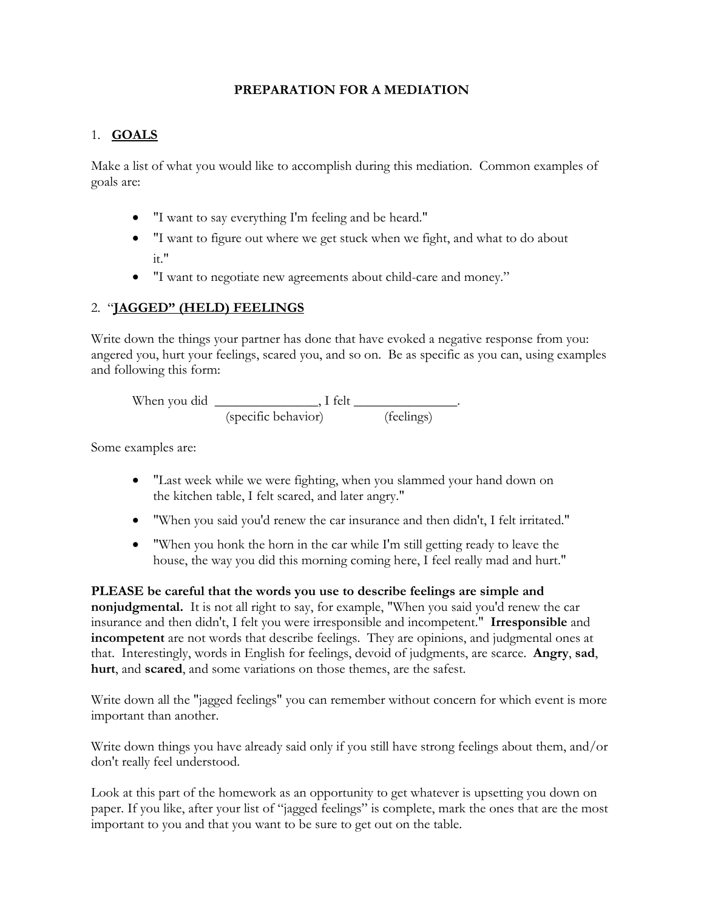# PREPARATION FOR A MEDIATION

## 1. GOALS

Make a list of what you would like to accomplish during this mediation. Common examples of goals are:

- "I want to say everything I'm feeling and be heard."
- "I want to figure out where we get stuck when we fight, and what to do about it."
- "I want to negotiate new agreements about child-care and money."

## 2. "JAGGED" (HELD) FEELINGS

Write down the things your partner has done that have evoked a negative response from you: angered you, hurt your feelings, scared you, and so on. Be as specific as you can, using examples and following this form:

When you did _______________ (specific behavior), I felt _______________ (feelings).

Some examples are:

- "Last week while we were fighting, when you slammed your hand down on the kitchen table, I felt scared, and later angry."
- "When you said you'd renew the car insurance and then didn't, I felt irritated."
- "When you honk the horn in the car while I'm still getting ready to leave the house, the way you did this morning coming here, I feel really mad and hurt."

**PLEASE be careful that the words you use to describe feelings are simple and nonjudgmental.** It is not all right to say, for example, "When you said you'd renew the car insurance and then didn't, I felt you were irresponsible and incompetent." **Irresponsible** and **incompetent** are not words that describe feelings. They are opinions, and judgmental ones at that. Interestingly, words in English for feelings, devoid of judgments, are scarce. **Angry**, **sad**, **hurt**, and **scared**, and some variations on those themes, are the safest.

Write down all the "jagged feelings" you can remember without concern for which event is more important than another.

Write down things you have already said only if you still have strong feelings about them, and/or don't really feel understood.

Look at this part of the homework as an opportunity to get whatever is upsetting you down on paper. If you like, after your list of "jagged feelings" is complete, mark the ones that are the most important to you and that you want to be sure to get out on the table.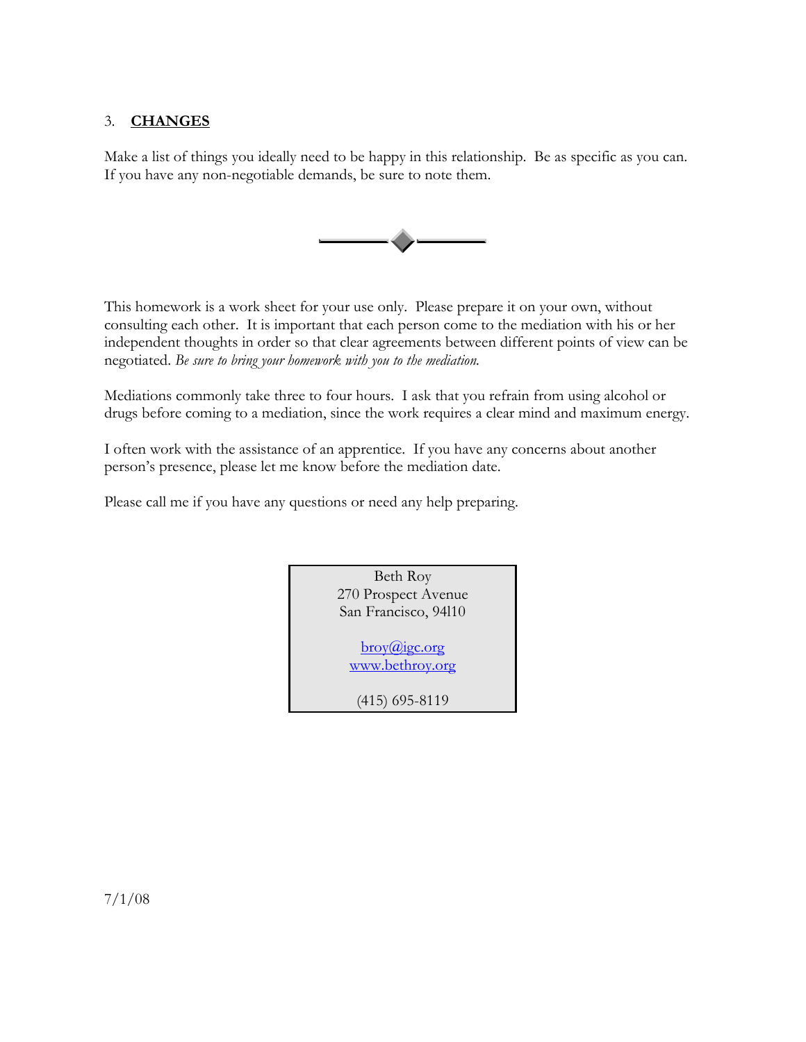3. **CHANGES**

Make a list of things you ideally need to be happy in this relationship. Be as specific as you can. If you have any non-negotiable demands, be sure to note them.

---

This homework is a work sheet for your use only. Please prepare it on your own, without consulting each other. It is important that each person come to the mediation with his or her independent thoughts in order so that clear agreements between different points of view can be negotiated. *Be sure to bring your homework with you to the mediation.*

Mediations commonly take three to four hours. I ask that you refrain from using alcohol or drugs before coming to a mediation, since the work requires a clear mind and maximum energy.

I often work with the assistance of an apprentice. If you have any concerns about another person's presence, please let me know before the mediation date.

Please call me if you have any questions or need any help preparing.

Beth Roy
270 Prospect Avenue
San Francisco, 94110

broy@igc.org
www.bethroy.org

(415) 695-8119

7/1/08